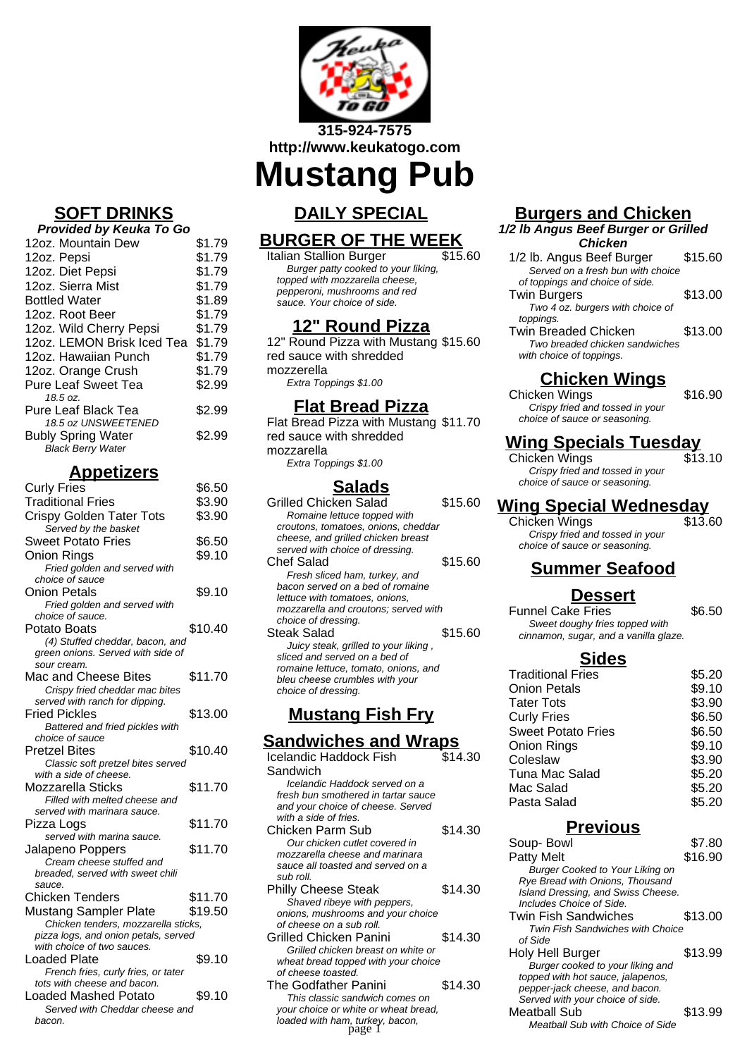315-924-7575
http://www.keukatogo.com

# Mustang Pub

## SOFT DRINKS

**Provided by Keuka To Go**

| Item | Price |
|---|---|
| 12oz. Mountain Dew | $1.79 |
| 12oz. Pepsi | $1.79 |
| 12oz. Diet Pepsi | $1.79 |
| 12oz. Sierra Mist | $1.79 |
| Bottled Water | $1.89 |
| 12oz. Root Beer | $1.79 |
| 12oz. Wild Cherry Pepsi | $1.79 |
| 12oz. LEMON Brisk Iced Tea | $1.79 |
| 12oz. Hawaiian Punch | $1.79 |
| 12oz. Orange Crush | $1.79 |
| Pure Leaf Sweet Tea *18.5 oz.* | $2.99 |
| Pure Leaf Black Tea *18.5 oz UNSWEETENED* | $2.99 |
| Bubly Spring Water *Black Berry Water* | $2.99 |

## Appetizers

Curly Fries $6.50

Traditional Fries $3.90

Crispy Golden Tater Tots $3.90
*Served by the basket*

Sweet Potato Fries $6.50

Onion Rings $9.10
*Fried golden and served with choice of sauce*

Onion Petals $9.10
*Fried golden and served with choice of sauce.*

Potato Boats $10.40
*(4) Stuffed cheddar, bacon, and green onions. Served with side of sour cream.*

Mac and Cheese Bites $11.70
*Crispy fried cheddar mac bites served with ranch for dipping.*

Fried Pickles $13.00
*Battered and fried pickles with choice of sauce*

Pretzel Bites $10.40
*Classic soft pretzel bites served with a side of cheese.*

Mozzarella Sticks $11.70
*Filled with melted cheese and served with marinara sauce.*

Pizza Logs $11.70
*served with marina sauce.*

Jalapeno Poppers $11.70
*Cream cheese stuffed and breaded, served with sweet chili sauce.*

Chicken Tenders $11.70

Mustang Sampler Plate $19.50
*Chicken tenders, mozzarella sticks, pizza logs, and onion petals, served with choice of two sauces.*

Loaded Plate $9.10
*French fries, curly fries, or tater tots with cheese and bacon.*

Loaded Mashed Potato $9.10
*Served with Cheddar cheese and bacon.*

## DAILY SPECIAL

## BURGER OF THE WEEK

Italian Stallion Burger $15.60
*Burger patty cooked to your liking, topped with mozzarella cheese, pepperoni, mushrooms and red sauce. Your choice of side.*

## 12" Round Pizza

12" Round Pizza with Mustang red sauce with shredded mozzerella $15.60
*Extra Toppings $1.00*

## Flat Bread Pizza

Flat Bread Pizza with Mustang red sauce with shredded mozzarella $11.70
*Extra Toppings $1.00*

## Salads

Grilled Chicken Salad $15.60
*Romaine lettuce topped with croutons, tomatoes, onions, cheddar cheese, and grilled chicken breast served with choice of dressing.*

Chef Salad $15.60
*Fresh sliced ham, turkey, and bacon served on a bed of romaine lettuce with tomatoes, onions, mozzarella and croutons; served with choice of dressing.*

Steak Salad $15.60
*Juicy steak, grilled to your liking , sliced and served on a bed of romaine lettuce, tomato, onions, and bleu cheese crumbles with your choice of dressing.*

## Mustang Fish Fry

## Sandwiches and Wraps

Icelandic Haddock Fish Sandwich $14.30
*Icelandic Haddock served on a fresh bun smothered in tartar sauce and your choice of cheese. Served with a side of fries.*

Chicken Parm Sub $14.30
*Our chicken cutlet covered in mozzarella cheese and marinara sauce all toasted and served on a sub roll.*

Philly Cheese Steak $14.30
*Shaved ribeye with peppers, onions, mushrooms and your choice of cheese on a sub roll.*

Grilled Chicken Panini $14.30
*Grilled chicken breast on white or wheat bread topped with your choice of cheese toasted.*

The Godfather Panini $14.30
*This classic sandwich comes on your choice or white or wheat bread, loaded with ham, turkey, bacon,*

## Burgers and Chicken

**1/2 lb Angus Beef Burger or Grilled Chicken**

1/2 lb. Angus Beef Burger $15.60
*Served on a fresh bun with choice of toppings and choice of side.*

Twin Burgers $13.00
*Two 4 oz. burgers with choice of toppings.*

Twin Breaded Chicken $13.00
*Two breaded chicken sandwiches with choice of toppings.*

## Chicken Wings

Chicken Wings $16.90
*Crispy fried and tossed in your choice of sauce or seasoning.*

## Wing Specials Tuesday

Chicken Wings $13.10
*Crispy fried and tossed in your choice of sauce or seasoning.*

## Wing Special Wednesday

Chicken Wings $13.60
*Crispy fried and tossed in your choice of sauce or seasoning.*

## Summer Seafood

## Dessert

Funnel Cake Fries $6.50
*Sweet doughy fries topped with cinnamon, sugar, and a vanilla glaze.*

## Sides

| Item | Price |
|---|---|
| Traditional Fries | $5.20 |
| Onion Petals | $9.10 |
| Tater Tots | $3.90 |
| Curly Fries | $6.50 |
| Sweet Potato Fries | $6.50 |
| Onion Rings | $9.10 |
| Coleslaw | $3.90 |
| Tuna Mac Salad | $5.20 |
| Mac Salad | $5.20 |
| Pasta Salad | $5.20 |

## Previous

Soup- Bowl $7.80

Patty Melt $16.90
*Burger Cooked to Your Liking on Rye Bread with Onions, Thousand Island Dressing, and Swiss Cheese. Includes Choice of Side.*

Twin Fish Sandwiches $13.00
*Twin Fish Sandwiches with Choice of Side*

Holy Hell Burger $13.99
*Burger cooked to your liking and topped with hot sauce, jalapenos, pepper-jack cheese, and bacon. Served with your choice of side.*

Meatball Sub $13.99
*Meatball Sub with Choice of Side*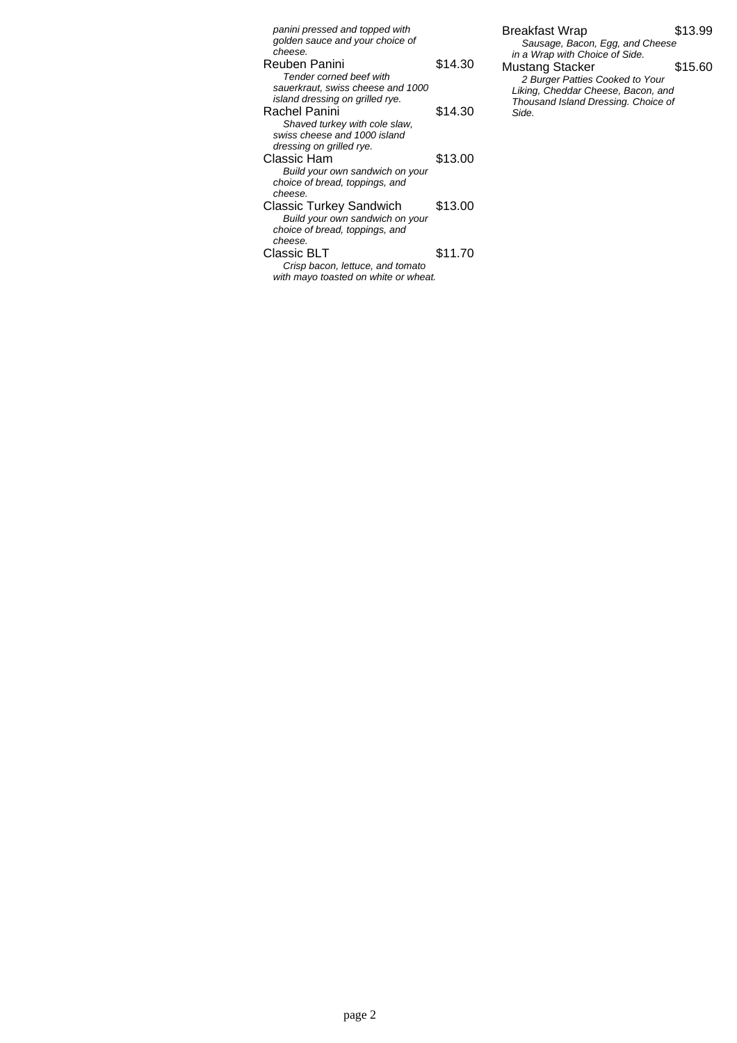*panini pressed and topped with golden sauce and your choice of cheese.*

Reuben Panini $14.30

*Tender corned beef with sauerkraut, swiss cheese and 1000 island dressing on grilled rye.*

Rachel Panini $14.30

*Shaved turkey with cole slaw, swiss cheese and 1000 island dressing on grilled rye.*

Classic Ham $13.00

*Build your own sandwich on your choice of bread, toppings, and cheese.*

Classic Turkey Sandwich $13.00

*Build your own sandwich on your choice of bread, toppings, and cheese.*

Classic BLT $11.70

*Crisp bacon, lettuce, and tomato with mayo toasted on white or wheat.*

Breakfast Wrap $13.99

*Sausage, Bacon, Egg, and Cheese in a Wrap with Choice of Side.*

Mustang Stacker $15.60

*2 Burger Patties Cooked to Your Liking, Cheddar Cheese, Bacon, and Thousand Island Dressing. Choice of Side.*